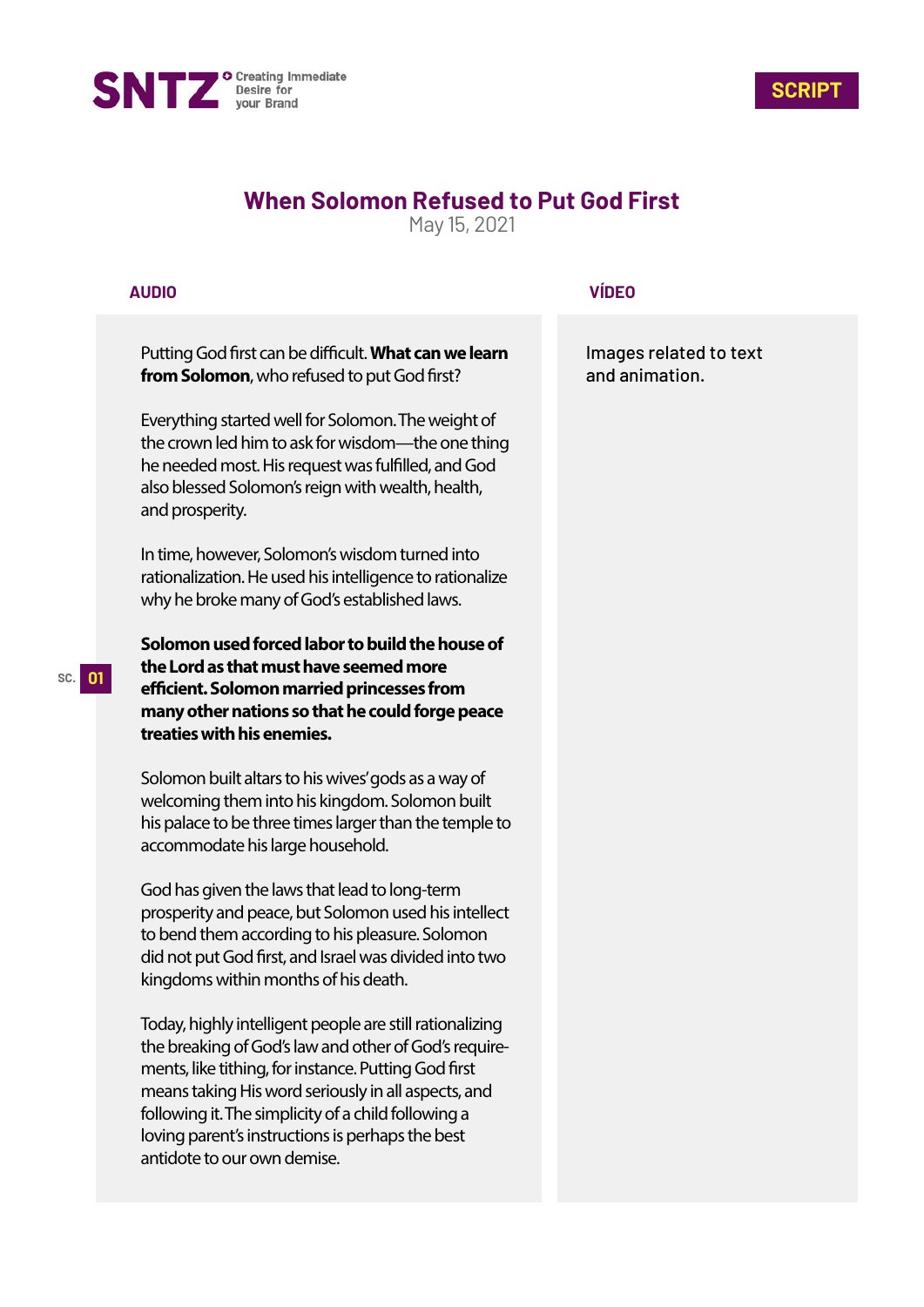SNTZ Creating Immediate Desire for your Brand

**SCRIPT**

# When Solomon Refused to Put God First

May 15, 2021

| AUDIO | VÍDEO |
| --- | --- |
| Putting God first can be difficult. **What can we learn from Solomon**, who refused to put God first?<br><br>Everything started well for Solomon. The weight of the crown led him to ask for wisdom—the one thing he needed most. His request was fulfilled, and God also blessed Solomon's reign with wealth, health, and prosperity.<br><br>In time, however, Solomon's wisdom turned into rationalization. He used his intelligence to rationalize why he broke many of God's established laws.<br><br>**Solomon used forced labor to build the house of the Lord as that must have seemed more efficient. Solomon married princesses from many other nations so that he could forge peace treaties with his enemies.**<br><br>Solomon built altars to his wives' gods as a way of welcoming them into his kingdom. Solomon built his palace to be three times larger than the temple to accommodate his large household.<br><br>God has given the laws that lead to long-term prosperity and peace, but Solomon used his intellect to bend them according to his pleasure. Solomon did not put God first, and Israel was divided into two kingdoms within months of his death.<br><br>Today, highly intelligent people are still rationalizing the breaking of God's law and other of God's requirements, like tithing, for instance. Putting God first means taking His word seriously in all aspects, and following it. The simplicity of a child following a loving parent's instructions is perhaps the best antidote to our own demise. | Images related to text and animation. |

SC. 01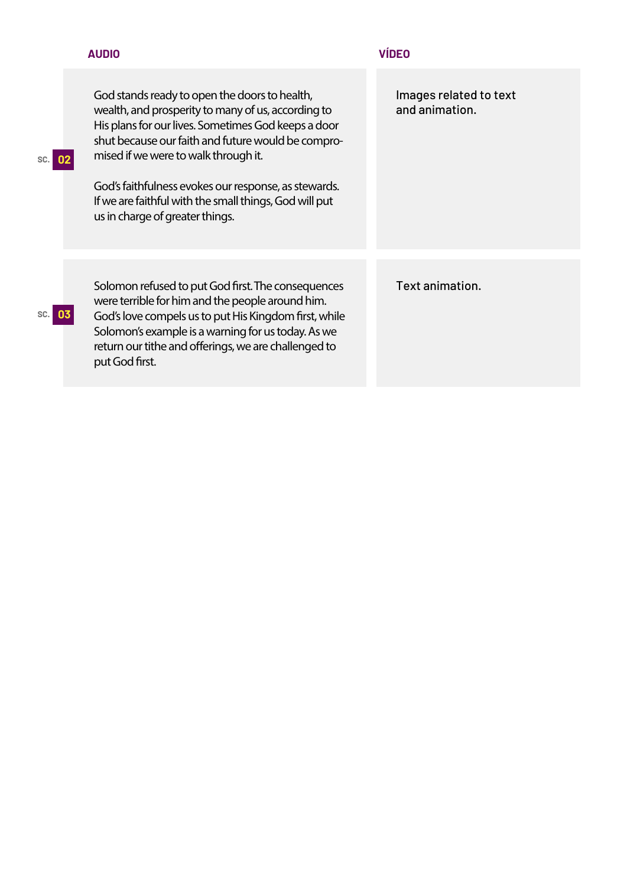| SC. | AUDIO | VÍDEO |
|---|---|---|
| 02 | God stands ready to open the doors to health, wealth, and prosperity to many of us, according to His plans for our lives. Sometimes God keeps a door shut because our faith and future would be compromised if we were to walk through it.<br><br>God's faithfulness evokes our response, as stewards. If we are faithful with the small things, God will put us in charge of greater things. | Images related to text and animation. |
| 03 | Solomon refused to put God first. The consequences were terrible for him and the people around him. God's love compels us to put His Kingdom first, while Solomon's example is a warning for us today. As we return our tithe and offerings, we are challenged to put God first. | Text animation. |